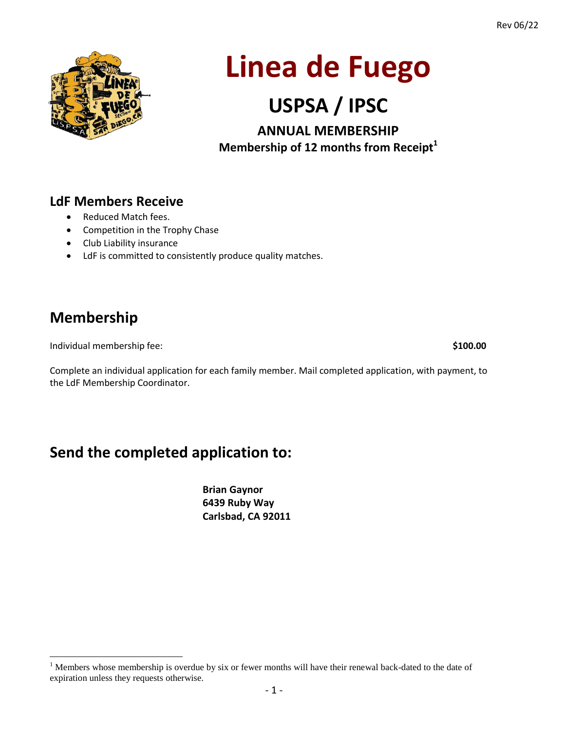Rev 06/22

# Linea de Fuego

## USPSA / IPSC

### ANNUAL MEMBERSHIP

**Membership of 12 months from Receipt[1]**

## LdF Members Receive

- Reduced Match fees.
- Competition in the Trophy Chase
- Club Liability insurance
- LdF is committed to consistently produce quality matches.

## Membership

Individual membership fee: **$100.00**

Complete an individual application for each family member. Mail completed application, with payment, to the LdF Membership Coordinator.

## Send the completed application to:

**Brian Gaynor**
**6439 Ruby Way**
**Carlsbad, CA 92011**

[1] Members whose membership is overdue by six or fewer months will have their renewal back-dated to the date of expiration unless they requests otherwise.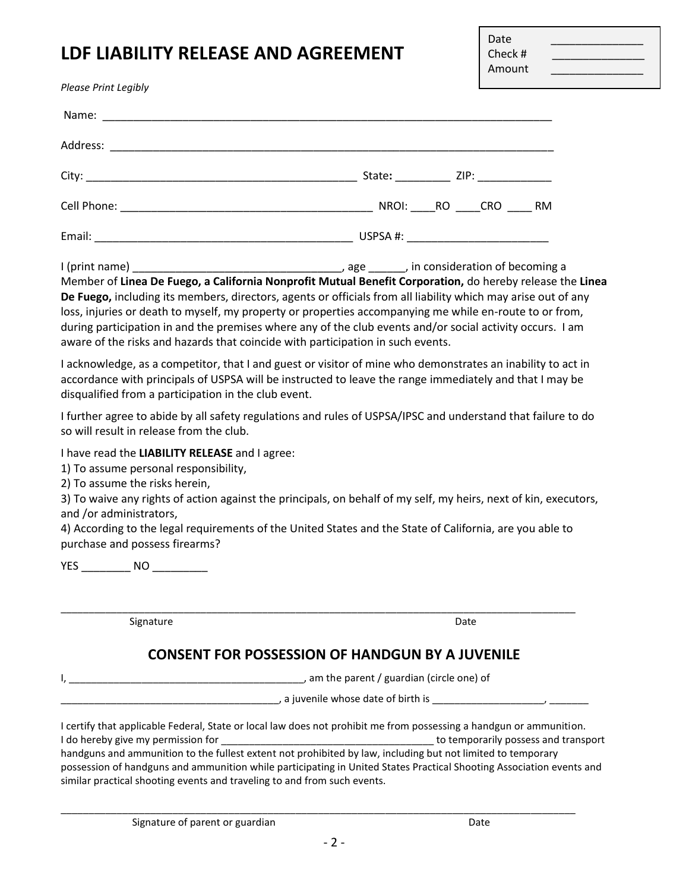# LDF LIABILITY RELEASE AND AGREEMENT

| | |
|---|---|
| Date | _______________ |
| Check # | _______________ |
| Amount | _______________ |

*Please Print Legibly*

Name: ___________________________________________________________________________

Address: _________________________________________________________________________

City: _____________________________________________ State: _________ ZIP: ____________

Cell Phone: _________________________________________ NROI: ____RO ____CRO ____ RM

Email: ___________________________________________ USPSA #: _______________________

I (print name) __________________________________, age ______, in consideration of becoming a Member of **Linea De Fuego, a California Nonprofit Mutual Benefit Corporation,** do hereby release the **Linea De Fuego,** including its members, directors, agents or officials from all liability which may arise out of any loss, injuries or death to myself, my property or properties accompanying me while en-route to or from, during participation in and the premises where any of the club events and/or social activity occurs. I am aware of the risks and hazards that coincide with participation in such events.

I acknowledge, as a competitor, that I and guest or visitor of mine who demonstrates an inability to act in accordance with principals of USPSA will be instructed to leave the range immediately and that I may be disqualified from a participation in the club event.

I further agree to abide by all safety regulations and rules of USPSA/IPSC and understand that failure to do so will result in release from the club.

I have read the **LIABILITY RELEASE** and I agree:
1) To assume personal responsibility,
2) To assume the risks herein,
3) To waive any rights of action against the principals, on behalf of my self, my heirs, next of kin, executors, and /or administrators,
4) According to the legal requirements of the United States and the State of California, are you able to purchase and possess firearms?

YES ________ NO _________

_____________________________________________________________________________________

Signature                                                                                                                        Date

## CONSENT FOR POSSESSION OF HANDGUN BY A JUVENILE

I, _________________________________________, am the parent / guardian (circle one) of

______________________________________, a juvenile whose date of birth is ____________________, _______

I certify that applicable Federal, State or local law does not prohibit me from possessing a handgun or ammunition. I do hereby give my permission for ______________________________________ to temporarily possess and transport handguns and ammunition to the fullest extent not prohibited by law, including but not limited to temporary possession of handguns and ammunition while participating in United States Practical Shooting Association events and similar practical shooting events and traveling to and from such events.

_____________________________________________________________________________________

Signature of parent or guardian                                                                                    Date